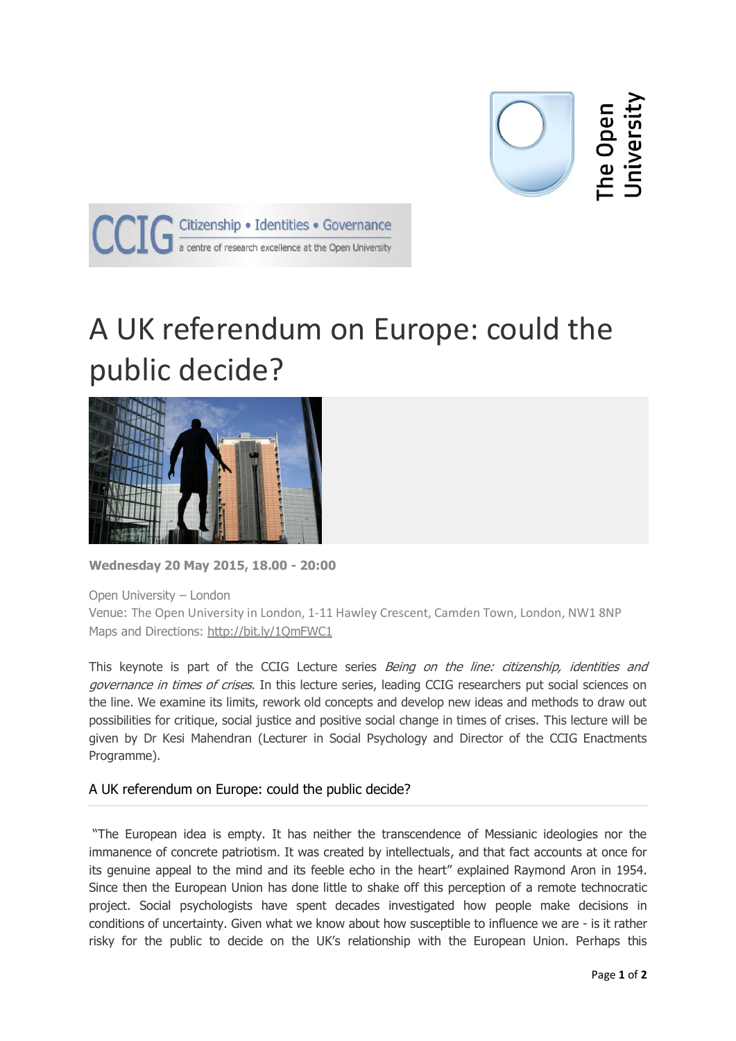CCIG Citizenship • Identities • Governance
a centre of research excellence at the Open University

The Open University

# A UK referendum on Europe: could the public decide?

**Wednesday 20 May 2015, 18.00 - 20:00**

Open University – London
Venue: The Open University in London, 1-11 Hawley Crescent, Camden Town, London, NW1 8NP
Maps and Directions: http://bit.ly/1QmFWC1

This keynote is part of the CCIG Lecture series *Being on the line: citizenship, identities and governance in times of crises*. In this lecture series, leading CCIG researchers put social sciences on the line. We examine its limits, rework old concepts and develop new ideas and methods to draw out possibilities for critique, social justice and positive social change in times of crises. This lecture will be given by Dr Kesi Mahendran (Lecturer in Social Psychology and Director of the CCIG Enactments Programme).

## A UK referendum on Europe: could the public decide?

"The European idea is empty. It has neither the transcendence of Messianic ideologies nor the immanence of concrete patriotism. It was created by intellectuals, and that fact accounts at once for its genuine appeal to the mind and its feeble echo in the heart" explained Raymond Aron in 1954. Since then the European Union has done little to shake off this perception of a remote technocratic project. Social psychologists have spent decades investigated how people make decisions in conditions of uncertainty. Given what we know about how susceptible to influence we are - is it rather risky for the public to decide on the UK's relationship with the European Union. Perhaps this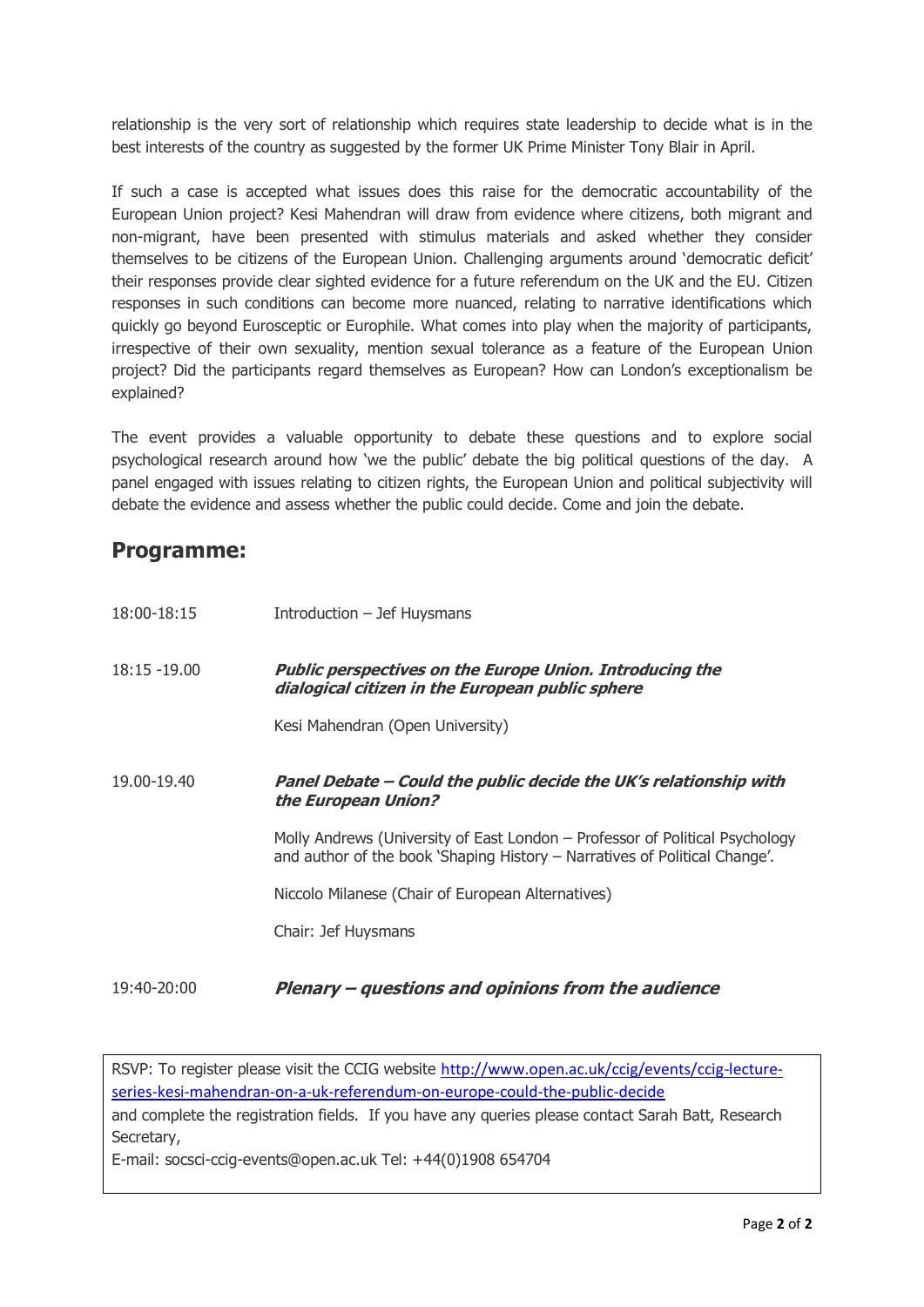relationship is the very sort of relationship which requires state leadership to decide what is in the best interests of the country as suggested by the former UK Prime Minister Tony Blair in April.

If such a case is accepted what issues does this raise for the democratic accountability of the European Union project? Kesi Mahendran will draw from evidence where citizens, both migrant and non-migrant, have been presented with stimulus materials and asked whether they consider themselves to be citizens of the European Union. Challenging arguments around 'democratic deficit' their responses provide clear sighted evidence for a future referendum on the UK and the EU. Citizen responses in such conditions can become more nuanced, relating to narrative identifications which quickly go beyond Eurosceptic or Europhile. What comes into play when the majority of participants, irrespective of their own sexuality, mention sexual tolerance as a feature of the European Union project? Did the participants regard themselves as European? How can London's exceptionalism be explained?

The event provides a valuable opportunity to debate these questions and to explore social psychological research around how 'we the public' debate the big political questions of the day. A panel engaged with issues relating to citizen rights, the European Union and political subjectivity will debate the evidence and assess whether the public could decide. Come and join the debate.

## Programme:

| | |
|---|---|
| 18:00-18:15 | Introduction – Jef Huysmans |
| 18:15 -19.00 | ***Public perspectives on the Europe Union. Introducing the dialogical citizen in the European public sphere***<br><br>Kesi Mahendran (Open University) |
| 19.00-19.40 | ***Panel Debate – Could the public decide the UK's relationship with the European Union?***<br><br>Molly Andrews (University of East London – Professor of Political Psychology and author of the book 'Shaping History – Narratives of Political Change'.<br><br>Niccolo Milanese (Chair of European Alternatives)<br><br>Chair: Jef Huysmans |
| 19:40-20:00 | ***Plenary – questions and opinions from the audience*** |

RSVP: To register please visit the CCIG website http://www.open.ac.uk/ccig/events/ccig-lecture-series-kesi-mahendran-on-a-uk-referendum-on-europe-could-the-public-decide
and complete the registration fields. If you have any queries please contact Sarah Batt, Research Secretary,
E-mail: socsci-ccig-events@open.ac.uk Tel: +44(0)1908 654704